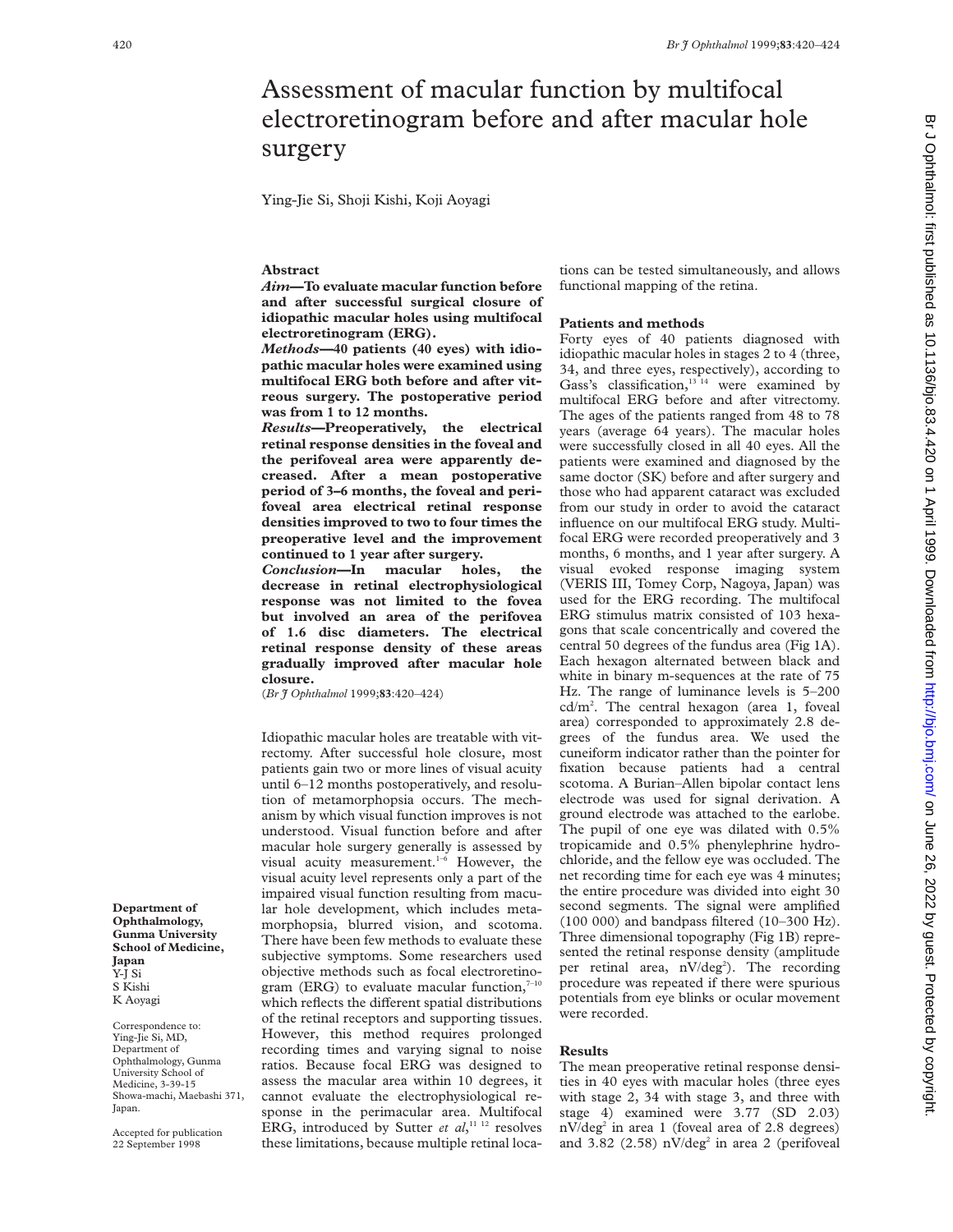# Assessment of macular function by multifocal electroretinogram before and after macular hole surgery

Ying-Jie Si, Shoji Kishi, Koji Aoyagi

**Department of Ophthalmology, Gunma University School of Medicine, Japan**
Y-J Si
S Kishi
K Aoyagi

Correspondence to: Ying-Jie Si, MD, Department of Ophthalmology, Gunma University School of Medicine, 3-39-15 Showa-machi, Maebashi 371, Japan.

Accepted for publication 22 September 1998

## Abstract

***Aim*—To evaluate macular function before and after successful surgical closure of idiopathic macular holes using multifocal electroretinogram (ERG).**

***Methods*—40 patients (40 eyes) with idiopathic macular holes were examined using multifocal ERG both before and after vitreous surgery. The postoperative period was from 1 to 12 months.**

***Results*—Preoperatively, the electrical retinal response densities in the foveal and the perifoveal area were apparently decreased. After a mean postoperative period of 3–6 months, the foveal and perifoveal area electrical retinal response densities improved to two to four times the preoperative level and the improvement continued to 1 year after surgery.**

***Conclusion*—In macular holes, the decrease in retinal electrophysiological response was not limited to the fovea but involved an area of the perifovea of 1.6 disc diameters. The electrical retinal response density of these areas gradually improved after macular hole closure.**

(*Br J Ophthalmol* 1999;**83**:420–424)

Idiopathic macular holes are treatable with vitrectomy. After successful hole closure, most patients gain two or more lines of visual acuity until 6–12 months postoperatively, and resolution of metamorphopsia occurs. The mechanism by which visual function improves is not understood. Visual function before and after macular hole surgery generally is assessed by visual acuity measurement.[1–6] However, the visual acuity level represents only a part of the impaired visual function resulting from macular hole development, which includes metamorphopsia, blurred vision, and scotoma. There have been few methods to evaluate these subjective symptoms. Some researchers used objective methods such as focal electroretinogram (ERG) to evaluate macular function,[7–10] which reflects the different spatial distributions of the retinal receptors and supporting tissues. However, this method requires prolonged recording times and varying signal to noise ratios. Because focal ERG was designed to assess the macular area within 10 degrees, it cannot evaluate the electrophysiological response in the perimacular area. Multifocal ERG, introduced by Sutter *et al*,[11 12] resolves these limitations, because multiple retinal locations can be tested simultaneously, and allows functional mapping of the retina.

## Patients and methods

Forty eyes of 40 patients diagnosed with idiopathic macular holes in stages 2 to 4 (three, 34, and three eyes, respectively), according to Gass's classification,[13 14] were examined by multifocal ERG before and after vitrectomy. The ages of the patients ranged from 48 to 78 years (average 64 years). The macular holes were successfully closed in all 40 eyes. All the patients were examined and diagnosed by the same doctor (SK) before and after surgery and those who had apparent cataract was excluded from our study in order to avoid the cataract influence on our multifocal ERG study. Multifocal ERG were recorded preoperatively and 3 months, 6 months, and 1 year after surgery. A visual evoked response imaging system (VERIS III, Tomey Corp, Nagoya, Japan) was used for the ERG recording. The multifocal ERG stimulus matrix consisted of 103 hexagons that scale concentrically and covered the central 50 degrees of the fundus area (Fig 1A). Each hexagon alternated between black and white in binary m-sequences at the rate of 75 Hz. The range of luminance levels is 5–200 cd/m$^2$. The central hexagon (area 1, foveal area) corresponded to approximately 2.8 degrees of the fundus area. We used the cuneiform indicator rather than the pointer for fixation because patients had a central scotoma. A Burian–Allen bipolar contact lens electrode was used for signal derivation. A ground electrode was attached to the earlobe. The pupil of one eye was dilated with 0.5% tropicamide and 0.5% phenylephrine hydrochloride, and the fellow eye was occluded. The net recording time for each eye was 4 minutes; the entire procedure was divided into eight 30 second segments. The signal were amplified (100 000) and bandpass filtered (10–300 Hz). Three dimensional topography (Fig 1B) represented the retinal response density (amplitude per retinal area, nV/deg$^2$). The recording procedure was repeated if there were spurious potentials from eye blinks or ocular movement were recorded.

## Results

The mean preoperative retinal response densities in 40 eyes with macular holes (three eyes with stage 2, 34 with stage 3, and three with stage 4) examined were 3.77 (SD 2.03) nV/deg$^2$ in area 1 (foveal area of 2.8 degrees) and 3.82 (2.58) nV/deg$^2$ in area 2 (perifoveal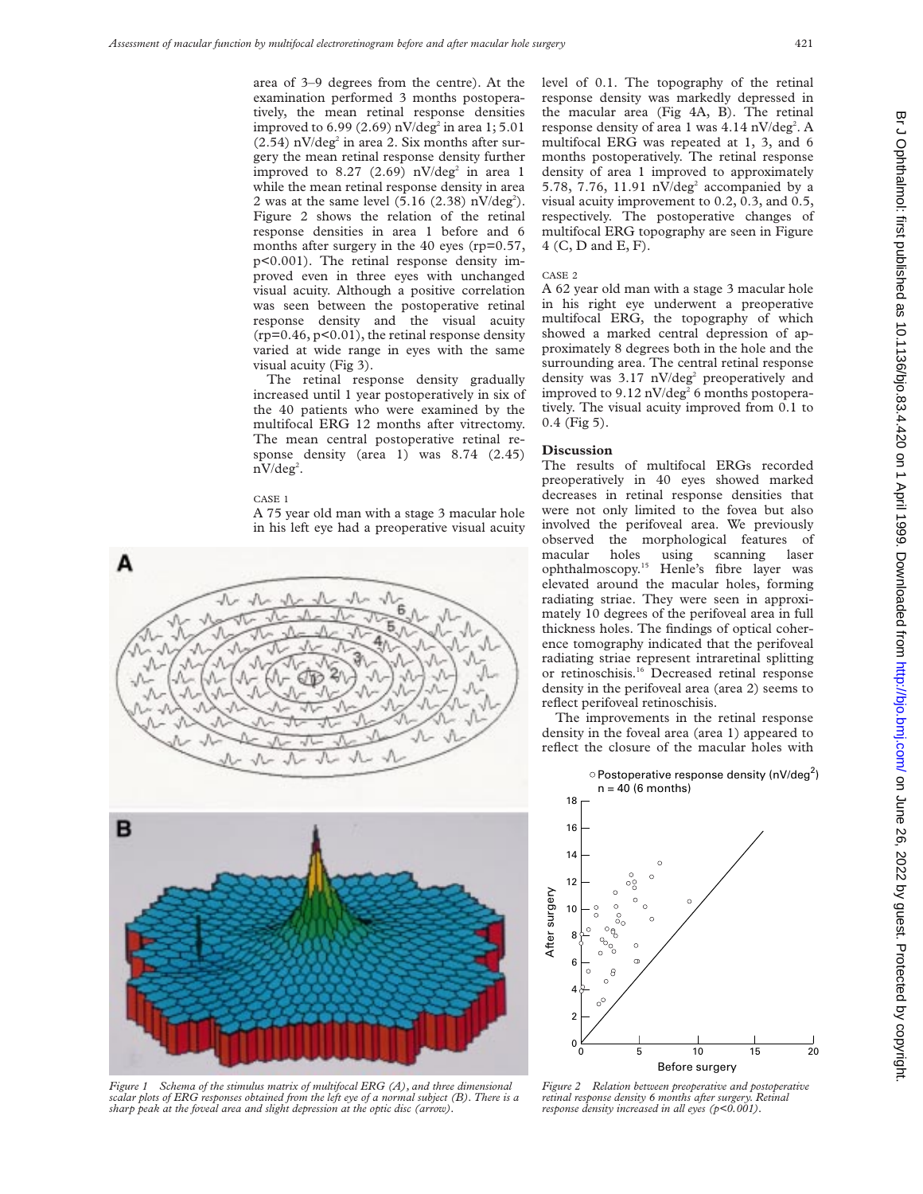area of 3–9 degrees from the centre). At the examination performed 3 months postoperatively, the mean retinal response densities improved to 6.99 (2.69) nV/deg$^2$ in area 1; 5.01 (2.54) nV/deg$^2$ in area 2. Six months after surgery the mean retinal response density further improved to 8.27 (2.69) nV/deg$^2$ in area 1 while the mean retinal response density in area 2 was at the same level (5.16 (2.38) nV/deg$^2$). Figure 2 shows the relation of the retinal response densities in area 1 before and 6 months after surgery in the 40 eyes ($r_p$=0.57, $p<0.001$). The retinal response density improved even in three eyes with unchanged visual acuity. Although a positive correlation was seen between the postoperative retinal response density and the visual acuity ($r_p$=0.46, $p<0.01$), the retinal response density varied at wide range in eyes with the same visual acuity (Fig 3).

The retinal response density gradually increased until 1 year postoperatively in six of the 40 patients who were examined by the multifocal ERG 12 months after vitrectomy. The mean central postoperative retinal response density (area 1) was 8.74 (2.45) nV/deg$^2$.

CASE 1

A 75 year old man with a stage 3 macular hole in his left eye had a preoperative visual acuity level of 0.1. The topography of the retinal response density was markedly depressed in the macular area (Fig 4A, B). The retinal response density of area 1 was 4.14 nV/deg$^2$. A multifocal ERG was repeated at 1, 3, and 6 months postoperatively. The retinal response density of area 1 improved to approximately 5.78, 7.76, 11.91 nV/deg$^2$ accompanied by a visual acuity improvement to 0.2, 0.3, and 0.5, respectively. The postoperative changes of multifocal ERG topography are seen in Figure 4 (C, D and E, F).

CASE 2

A 62 year old man with a stage 3 macular hole in his right eye underwent a preoperative multifocal ERG, the topography of which showed a marked central depression of approximately 8 degrees both in the hole and the surrounding area. The central retinal response density was 3.17 nV/deg$^2$ preoperatively and improved to 9.12 nV/deg$^2$ 6 months postoperatively. The visual acuity improved from 0.1 to 0.4 (Fig 5).

## Discussion

The results of multifocal ERGs recorded preoperatively in 40 eyes showed marked decreases in retinal response densities that were not only limited to the fovea but also involved the perifoveal area. We previously observed the morphological features of macular holes using scanning laser ophthalmoscopy.[15] Henle's fibre layer was elevated around the macular holes, forming radiating striae. They were seen in approximately 10 degrees of the perifoveal area in full thickness holes. The findings of optical coherence tomography indicated that the perifoveal radiating striae represent intraretinal splitting or retinoschisis.[16] Decreased retinal response density in the perifoveal area (area 2) seems to reflect perifoveal retinoschisis.

The improvements in the retinal response density in the foveal area (area 1) appeared to reflect the closure of the macular holes with

*Figure 1 Schema of the stimulus matrix of multifocal ERG (A), and three dimensional scalar plots of ERG responses obtained from the left eye of a normal subject (B). There is a sharp peak at the foveal area and slight depression at the optic disc (arrow).*

*Figure 2 Relation between preoperative and postoperative retinal response density 6 months after surgery. Retinal response density increased in all eyes (p<0.001).*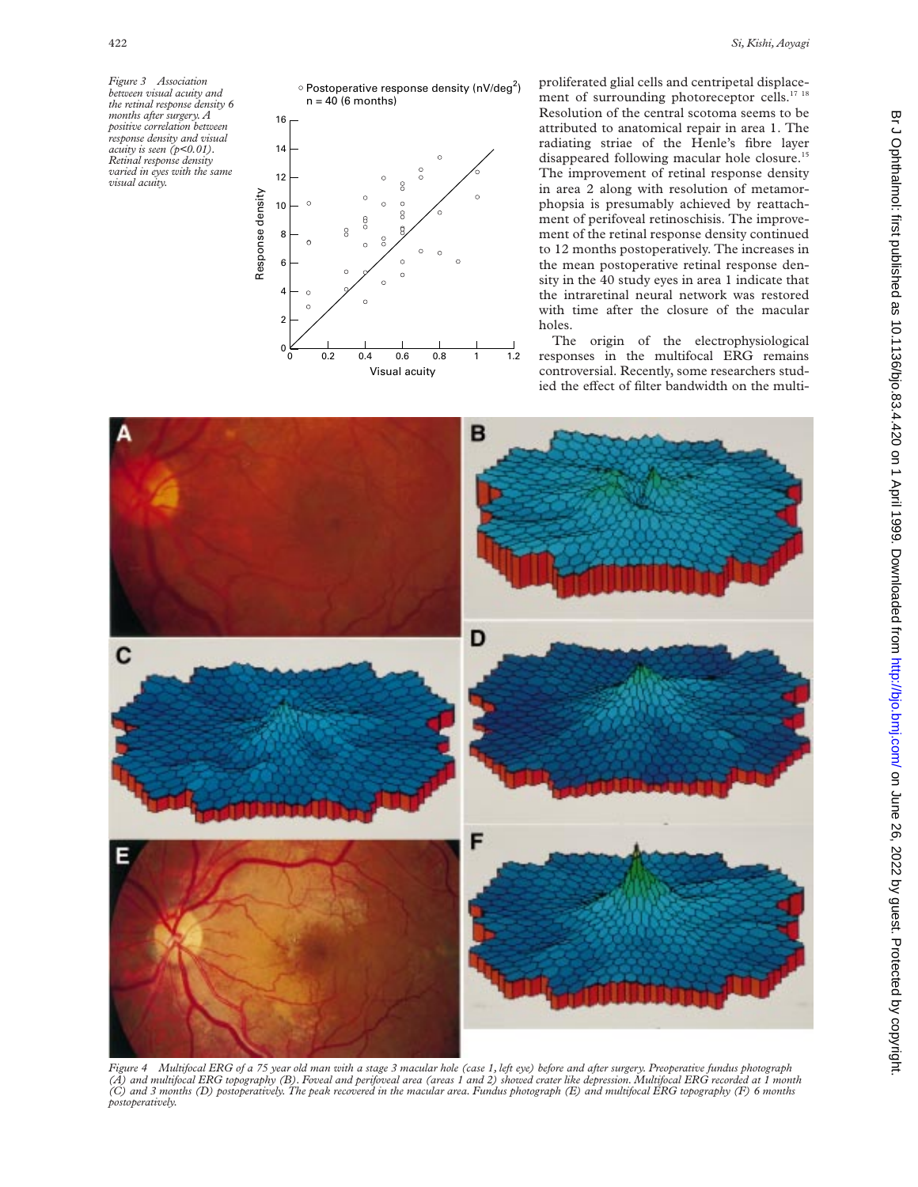*Figure 3 Association between visual acuity and the retinal response density 6 months after surgery. A positive correlation between response density and visual acuity is seen (p<0.01). Retinal response density varied in eyes with the same visual acuity.*

proliferated glial cells and centripetal displacement of surrounding photoreceptor cells.[17 18] Resolution of the central scotoma seems to be attributed to anatomical repair in area 1. The radiating striae of the Henle's fibre layer disappeared following macular hole closure.[15] The improvement of retinal response density in area 2 along with resolution of metamorphopsia is presumably achieved by reattachment of perifoveal retinoschisis. The improvement of the retinal response density continued to 12 months postoperatively. The increases in the mean postoperative retinal response density in the 40 study eyes in area 1 indicate that the intraretinal neural network was restored with time after the closure of the macular holes.

The origin of the electrophysiological responses in the multifocal ERG remains controversial. Recently, some researchers studied the effect of filter bandwidth on the multi-

*Figure 4 Multifocal ERG of a 75 year old man with a stage 3 macular hole (case 1, left eye) before and after surgery. Preoperative fundus photograph (A) and multifocal ERG topography (B). Foveal and perifoveal area (areas 1 and 2) showed crater like depression. Multifocal ERG recorded at 1 month (C) and 3 months (D) postoperatively. The peak recovered in the macular area. Fundus photograph (E) and multifocal ERG topography (F) 6 months postoperatively.*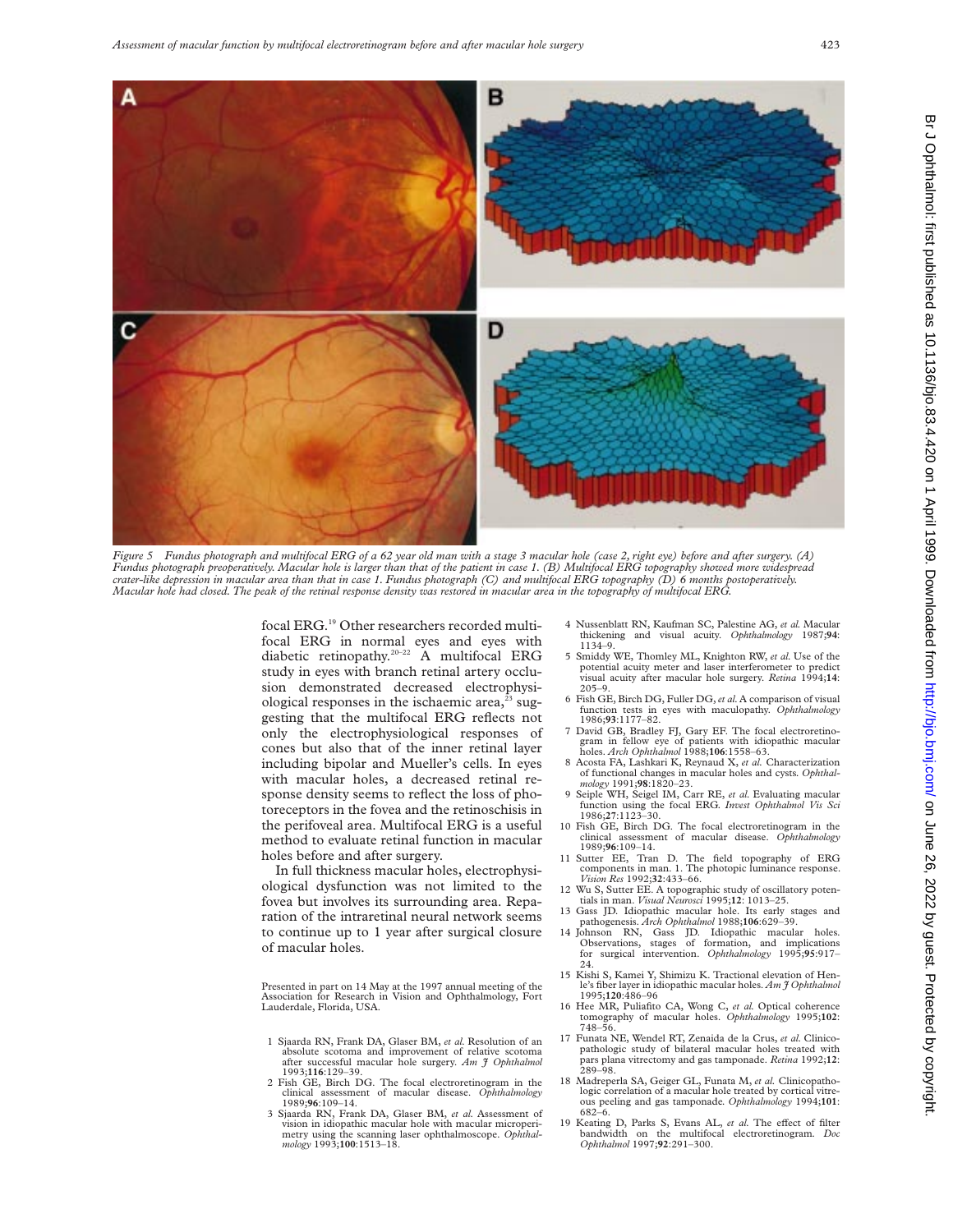*Figure 5 Fundus photograph and multifocal ERG of a 62 year old man with a stage 3 macular hole (case 2, right eye) before and after surgery. (A) Fundus photograph preoperatively. Macular hole is larger than that of the patient in case 1. (B) Multifocal ERG topography showed more widespread crater-like depression in macular area than that in case 1. Fundus photograph (C) and multifocal ERG topography (D) 6 months postoperatively. Macular hole had closed. The peak of the retinal response density was restored in macular area in the topography of multifocal ERG.*

focal ERG.[19] Other researchers recorded multifocal ERG in normal eyes and eyes with diabetic retinopathy.[20–22] A multifocal ERG study in eyes with branch retinal artery occlusion demonstrated decreased electrophysiological responses in the ischaemic area,[23] suggesting that the multifocal ERG reflects not only the electrophysiological responses of cones but also that of the inner retinal layer including bipolar and Mueller's cells. In eyes with macular holes, a decreased retinal response density seems to reflect the loss of photoreceptors in the fovea and the retinoschisis in the perifoveal area. Multifocal ERG is a useful method to evaluate retinal function in macular holes before and after surgery.

In full thickness macular holes, electrophysiological dysfunction was not limited to the fovea but involves its surrounding area. Reparation of the intraretinal neural network seems to continue up to 1 year after surgical closure of macular holes.

Presented in part on 14 May at the 1997 annual meeting of the Association for Research in Vision and Ophthalmology, Fort Lauderdale, Florida, USA.

1 Sjaarda RN, Frank DA, Glaser BM, *et al.* Resolution of an absolute scotoma and improvement of relative scotoma after successful macular hole surgery. *Am J Ophthalmol* 1993;**116**:129–39.
2 Fish GE, Birch DG. The focal electroretinogram in the clinical assessment of macular disease. *Ophthalmology* 1989;**96**:109–14.
3 Sjaarda RN, Frank DA, Glaser BM, *et al.* Assessment of vision in idiopathic macular hole with macular microperimetry using the scanning laser ophthalmoscope. *Ophthalmology* 1993;**100**:1513–18.
4 Nussenblatt RN, Kaufman SC, Palestine AG, *et al.* Macular thickening and visual acuity. *Ophthalmology* 1987;**94**:1134–9.
5 Smiddy WE, Thomley ML, Knighton RW, *et al.* Use of the potential acuity meter and laser interferometer to predict visual acuity after macular hole surgery. *Retina* 1994;**14**:205–9.
6 Fish GE, Birch DG, Fuller DG, *et al.* A comparison of visual function tests in eyes with maculopathy. *Ophthalmology* 1986;**93**:1177–82.
7 David GB, Bradley FJ, Gary EF. The focal electroretinogram in fellow eye of patients with idiopathic macular holes. *Arch Ophthalmol* 1988;**106**:1558–63.
8 Acosta FA, Lashkari K, Reynaud X, *et al.* Characterization of functional changes in macular holes and cysts. *Ophthalmology* 1991;**98**:1820–23.
9 Seiple WH, Seigel IM, Carr RE, *et al.* Evaluating macular function using the focal ERG. *Invest Ophthalmol Vis Sci* 1986;**27**:1123–30.
10 Fish GE, Birch DG. The focal electroretinogram in the clinical assessment of macular disease. *Ophthalmology* 1989;**96**:109–14.
11 Sutter EE, Tran D. The field topography of ERG components in man. 1. The photopic luminance response. *Vision Res* 1992;**32**:433–66.
12 Wu S, Sutter EE. A topographic study of oscillatory potentials in man. *Visual Neurosci* 1995;**12**: 1013–25.
13 Gass JD. Idiopathic macular hole. Its early stages and pathogenesis. *Arch Ophthalmol* 1988;**106**:629–39.
14 Johnson RN, Gass JD. Idiopathic macular holes. Observations, stages of formation, and implications for surgical intervention. *Ophthalmology* 1995;**95**:917–24.
15 Kishi S, Kamei Y, Shimizu K. Tractional elevation of Henle's fiber layer in idiopathic macular holes. *Am J Ophthalmol* 1995;**120**:486–96
16 Hee MR, Puliafito CA, Wong C, *et al.* Optical coherence tomography of macular holes. *Ophthalmology* 1995;**102**:748–56.
17 Funata NE, Wendel RT, Zenaida de la Crus, *et al.* Clinicopathologic study of bilateral macular holes treated with pars plana vitrectomy and gas tamponade. *Retina* 1992;**12**:289–98.
18 Madreperla SA, Geiger GL, Funata M, *et al.* Clinicopathologic correlation of a macular hole treated by cortical vitreous peeling and gas tamponade. *Ophthalmology* 1994;**101**:682–6.
19 Keating D, Parks S, Evans AL, *et al.* The effect of filter bandwidth on the multifocal electroretinogram. *Doc Ophthalmol* 1997;**92**:291–300.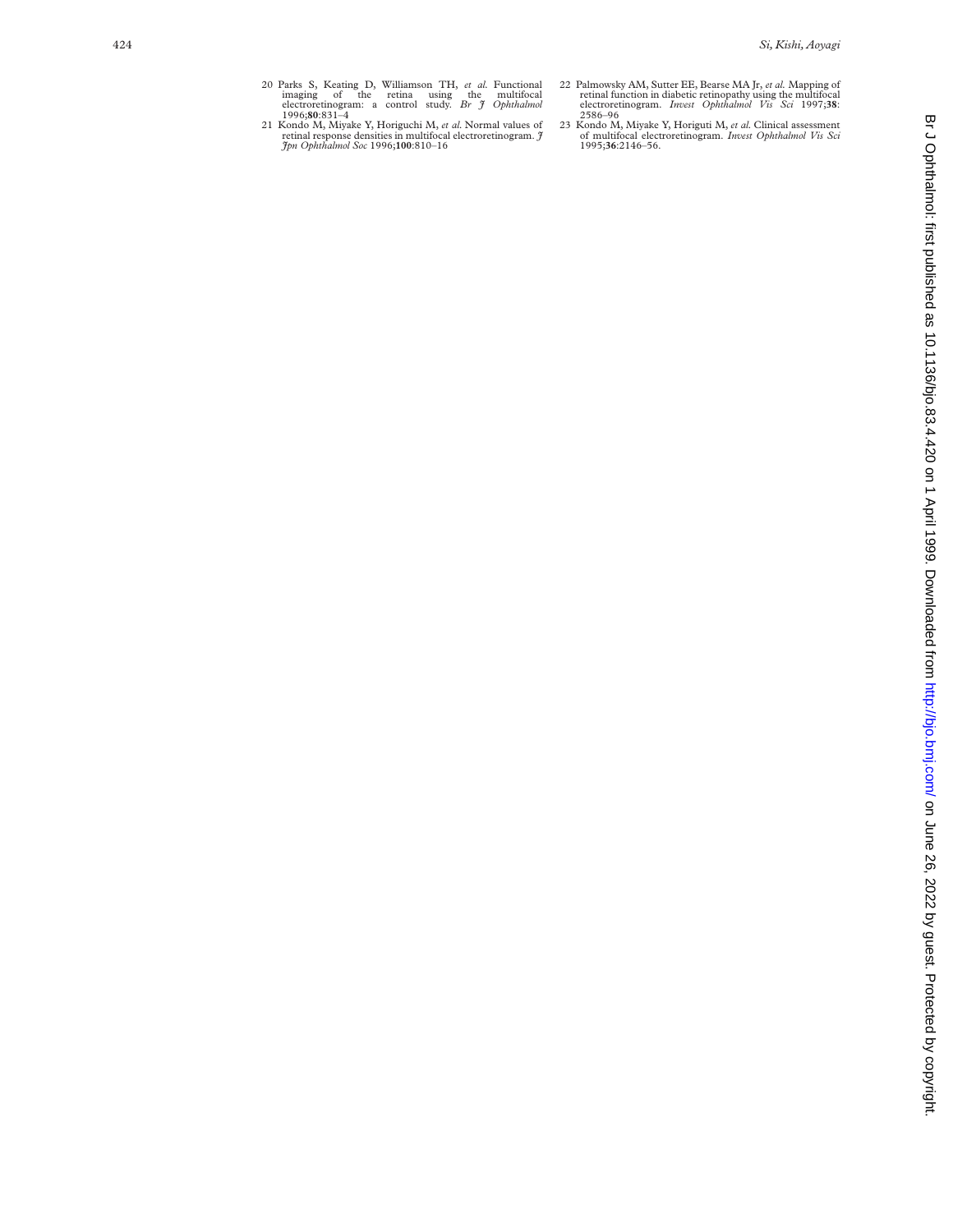20 Parks S, Keating D, Williamson TH, *et al.* Functional imaging of the retina using the multifocal electroretinogram: a control study. *Br J Ophthalmol* 1996;**80**:831–4

21 Kondo M, Miyake Y, Horiguchi M, *et al.* Normal values of retinal response densities in multifocal electroretinogram. *J Jpn Ophthalmol Soc* 1996;**100**:810–16

22 Palmowsky AM, Sutter EE, Bearse MA Jr, *et al.* Mapping of retinal function in diabetic retinopathy using the multifocal electroretinogram. *Invest Ophthalmol Vis Sci* 1997;**38**: 2586–96

23 Kondo M, Miyake Y, Horiguti M, *et al.* Clinical assessment of multifocal electroretinogram. *Invest Ophthalmol Vis Sci* 1995;**36**:2146–56.

Br J Ophthalmol: first published as 10.1136/bjo.83.4.420 on 1 April 1999. Downloaded from http://bjo.bmj.com/ on June 26, 2022 by guest. Protected by copyright.